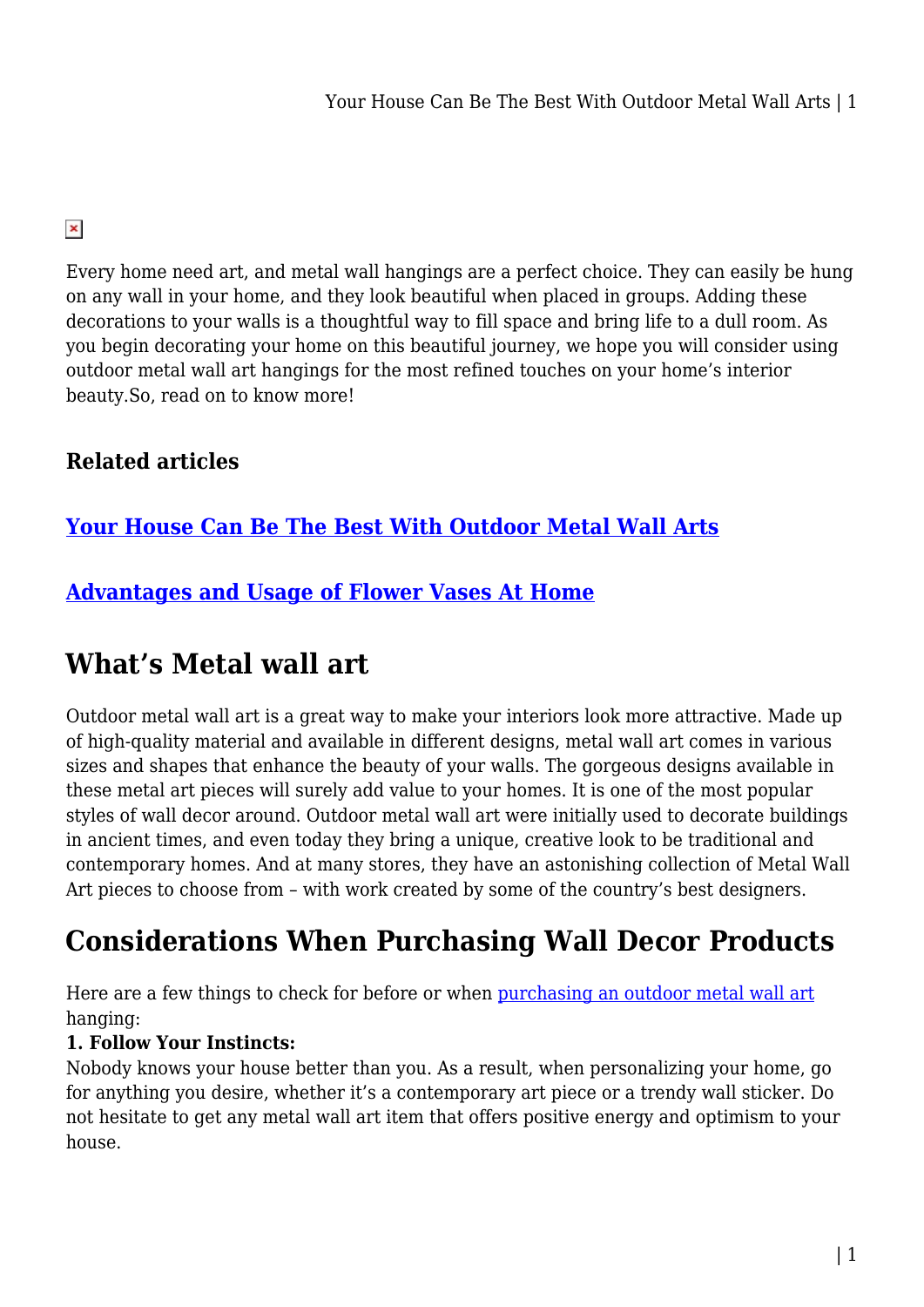Every home need art, and metal wall hangings are a perfect choice. They can easily be hung on any wall in your home, and they look beautiful when placed in groups. Adding these decorations to your walls is a thoughtful way to fill space and bring life to a dull room. As you begin decorating your home on this beautiful journey, we hope you will consider using outdoor metal wall art hangings for the most refined touches on your home's interior beauty.So, read on to know more!

### Related articles

#### [Your House Can Be The Best With Outdoor Metal Wall Arts]()

#### [Advantages and Usage of Flower Vases At Home]()

## What's Metal wall art

Outdoor metal wall art is a great way to make your interiors look more attractive. Made up of high-quality material and available in different designs, metal wall art comes in various sizes and shapes that enhance the beauty of your walls. The gorgeous designs available in these metal art pieces will surely add value to your homes. It is one of the most popular styles of wall decor around. Outdoor metal wall art were initially used to decorate buildings in ancient times, and even today they bring a unique, creative look to be traditional and contemporary homes. And at many stores, they have an astonishing collection of Metal Wall Art pieces to choose from – with work created by some of the country's best designers.

## Considerations When Purchasing Wall Decor Products

Here are a few things to check for before or when [purchasing an outdoor metal wall art]() hanging:

**1. Follow Your Instincts:**

Nobody knows your house better than you. As a result, when personalizing your home, go for anything you desire, whether it's a contemporary art piece or a trendy wall sticker. Do not hesitate to get any metal wall art item that offers positive energy and optimism to your house.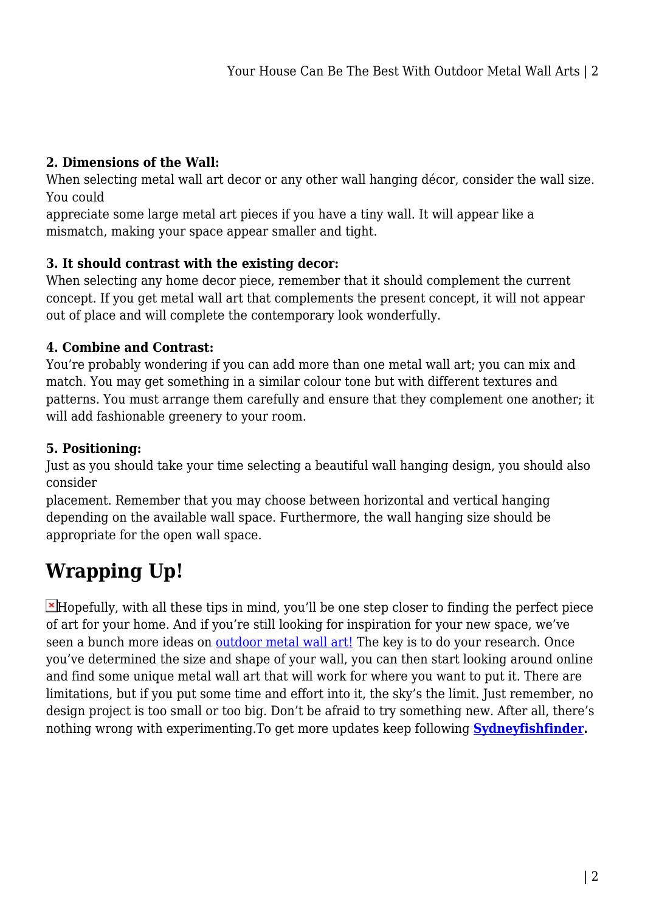**2. Dimensions of the Wall:**
When selecting metal wall art decor or any other wall hanging décor, consider the wall size. You could appreciate some large metal art pieces if you have a tiny wall. It will appear like a mismatch, making your space appear smaller and tight.

**3. It should contrast with the existing decor:**
When selecting any home decor piece, remember that it should complement the current concept. If you get metal wall art that complements the present concept, it will not appear out of place and will complete the contemporary look wonderfully.

**4. Combine and Contrast:**
You're probably wondering if you can add more than one metal wall art; you can mix and match. You may get something in a similar colour tone but with different textures and patterns. You must arrange them carefully and ensure that they complement one another; it will add fashionable greenery to your room.

**5. Positioning:**
Just as you should take your time selecting a beautiful wall hanging design, you should also consider placement. Remember that you may choose between horizontal and vertical hanging depending on the available wall space. Furthermore, the wall hanging size should be appropriate for the open wall space.

## Wrapping Up!

Hopefully, with all these tips in mind, you'll be one step closer to finding the perfect piece of art for your home. And if you're still looking for inspiration for your new space, we've seen a bunch more ideas on outdoor metal wall art! The key is to do your research. Once you've determined the size and shape of your wall, you can then start looking around online and find some unique metal wall art that will work for where you want to put it. There are limitations, but if you put some time and effort into it, the sky's the limit. Just remember, no design project is too small or too big. Don't be afraid to try something new. After all, there's nothing wrong with experimenting.To get more updates keep following **Sydneyfishfinder.**